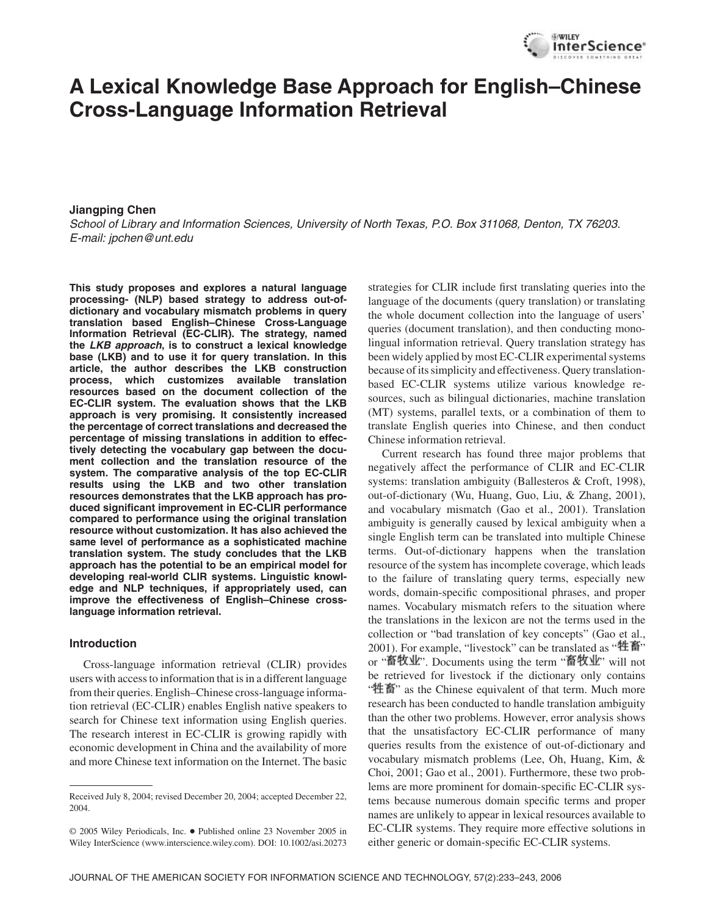# A Lexical Knowledge Base Approach for English–Chinese Cross-Language Information Retrieval

**Jiangping Chen**

*School of Library and Information Sciences, University of North Texas, P.O. Box 311068, Denton, TX 76203. E-mail: jpchen@unt.edu*

**This study proposes and explores a natural language processing- (NLP) based strategy to address out-of-dictionary and vocabulary mismatch problems in query translation based English–Chinese Cross-Language Information Retrieval (EC-CLIR). The strategy, named the *LKB approach*, is to construct a lexical knowledge base (LKB) and to use it for query translation. In this article, the author describes the LKB construction process, which customizes available translation resources based on the document collection of the EC-CLIR system. The evaluation shows that the LKB approach is very promising. It consistently increased the percentage of correct translations and decreased the percentage of missing translations in addition to effectively detecting the vocabulary gap between the document collection and the translation resource of the system. The comparative analysis of the top EC-CLIR results using the LKB and two other translation resources demonstrates that the LKB approach has produced significant improvement in EC-CLIR performance compared to performance using the original translation resource without customization. It has also achieved the same level of performance as a sophisticated machine translation system. The study concludes that the LKB approach has the potential to be an empirical model for developing real-world CLIR systems. Linguistic knowledge and NLP techniques, if appropriately used, can improve the effectiveness of English–Chinese cross-language information retrieval.**

## Introduction

Cross-language information retrieval (CLIR) provides users with access to information that is in a different language from their queries. English–Chinese cross-language information retrieval (EC-CLIR) enables English native speakers to search for Chinese text information using English queries. The research interest in EC-CLIR is growing rapidly with economic development in China and the availability of more and more Chinese text information on the Internet. The basic strategies for CLIR include first translating queries into the language of the documents (query translation) or translating the whole document collection into the language of users' queries (document translation), and then conducting monolingual information retrieval. Query translation strategy has been widely applied by most EC-CLIR experimental systems because of its simplicity and effectiveness. Query translation-based EC-CLIR systems utilize various knowledge resources, such as bilingual dictionaries, machine translation (MT) systems, parallel texts, or a combination of them to translate English queries into Chinese, and then conduct Chinese information retrieval.

Current research has found three major problems that negatively affect the performance of CLIR and EC-CLIR systems: translation ambiguity (Ballesteros & Croft, 1998), out-of-dictionary (Wu, Huang, Guo, Liu, & Zhang, 2001), and vocabulary mismatch (Gao et al., 2001). Translation ambiguity is generally caused by lexical ambiguity when a single English term can be translated into multiple Chinese terms. Out-of-dictionary happens when the translation resource of the system has incomplete coverage, which leads to the failure of translating query terms, especially new words, domain-specific compositional phrases, and proper names. Vocabulary mismatch refers to the situation where the translations in the lexicon are not the terms used in the collection or "bad translation of key concepts" (Gao et al., 2001). For example, "livestock" can be translated as "牲畜" or "畜牧业". Documents using the term "畜牧业" will not be retrieved for livestock if the dictionary only contains "牲畜" as the Chinese equivalent of that term. Much more research has been conducted to handle translation ambiguity than the other two problems. However, error analysis shows that the unsatisfactory EC-CLIR performance of many queries results from the existence of out-of-dictionary and vocabulary mismatch problems (Lee, Oh, Huang, Kim, & Choi, 2001; Gao et al., 2001). Furthermore, these two problems are more prominent for domain-specific EC-CLIR systems because numerous domain specific terms and proper names are unlikely to appear in lexical resources available to EC-CLIR systems. They require more effective solutions in either generic or domain-specific EC-CLIR systems.

---

Received July 8, 2004; revised December 20, 2004; accepted December 22, 2004.

© 2005 Wiley Periodicals, Inc. • Published online 23 November 2005 in Wiley InterScience (www.interscience.wiley.com). DOI: 10.1002/asi.20273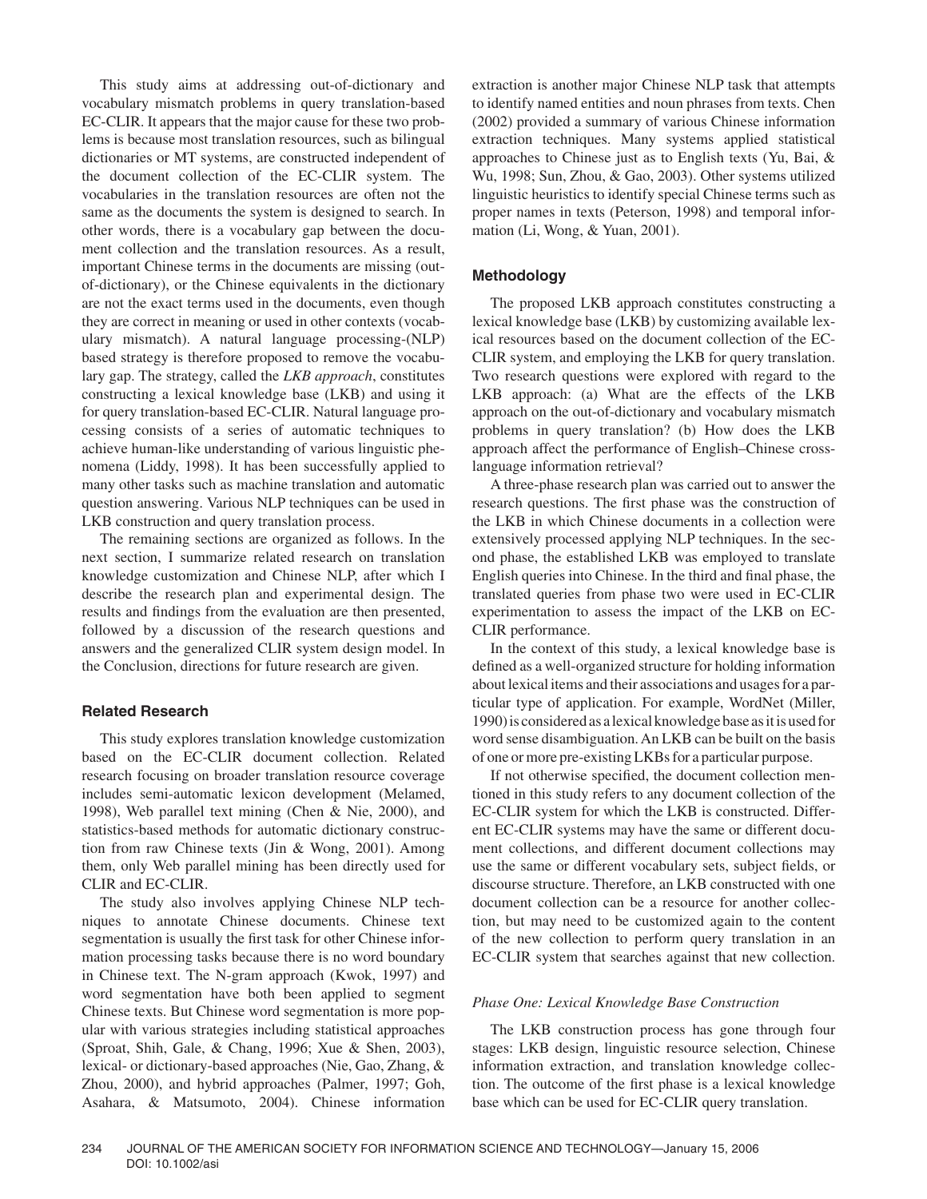This study aims at addressing out-of-dictionary and vocabulary mismatch problems in query translation-based EC-CLIR. It appears that the major cause for these two problems is because most translation resources, such as bilingual dictionaries or MT systems, are constructed independent of the document collection of the EC-CLIR system. The vocabularies in the translation resources are often not the same as the documents the system is designed to search. In other words, there is a vocabulary gap between the document collection and the translation resources. As a result, important Chinese terms in the documents are missing (out-of-dictionary), or the Chinese equivalents in the dictionary are not the exact terms used in the documents, even though they are correct in meaning or used in other contexts (vocabulary mismatch). A natural language processing-(NLP) based strategy is therefore proposed to remove the vocabulary gap. The strategy, called the *LKB approach*, constitutes constructing a lexical knowledge base (LKB) and using it for query translation-based EC-CLIR. Natural language processing consists of a series of automatic techniques to achieve human-like understanding of various linguistic phenomena (Liddy, 1998). It has been successfully applied to many other tasks such as machine translation and automatic question answering. Various NLP techniques can be used in LKB construction and query translation process.

The remaining sections are organized as follows. In the next section, I summarize related research on translation knowledge customization and Chinese NLP, after which I describe the research plan and experimental design. The results and findings from the evaluation are then presented, followed by a discussion of the research questions and answers and the generalized CLIR system design model. In the Conclusion, directions for future research are given.

## Related Research

This study explores translation knowledge customization based on the EC-CLIR document collection. Related research focusing on broader translation resource coverage includes semi-automatic lexicon development (Melamed, 1998), Web parallel text mining (Chen & Nie, 2000), and statistics-based methods for automatic dictionary construction from raw Chinese texts (Jin & Wong, 2001). Among them, only Web parallel mining has been directly used for CLIR and EC-CLIR.

The study also involves applying Chinese NLP techniques to annotate Chinese documents. Chinese text segmentation is usually the first task for other Chinese information processing tasks because there is no word boundary in Chinese text. The N-gram approach (Kwok, 1997) and word segmentation have both been applied to segment Chinese texts. But Chinese word segmentation is more popular with various strategies including statistical approaches (Sproat, Shih, Gale, & Chang, 1996; Xue & Shen, 2003), lexical- or dictionary-based approaches (Nie, Gao, Zhang, & Zhou, 2000), and hybrid approaches (Palmer, 1997; Goh, Asahara, & Matsumoto, 2004). Chinese information extraction is another major Chinese NLP task that attempts to identify named entities and noun phrases from texts. Chen (2002) provided a summary of various Chinese information extraction techniques. Many systems applied statistical approaches to Chinese just as to English texts (Yu, Bai, & Wu, 1998; Sun, Zhou, & Gao, 2003). Other systems utilized linguistic heuristics to identify special Chinese terms such as proper names in texts (Peterson, 1998) and temporal information (Li, Wong, & Yuan, 2001).

## Methodology

The proposed LKB approach constitutes constructing a lexical knowledge base (LKB) by customizing available lexical resources based on the document collection of the EC-CLIR system, and employing the LKB for query translation. Two research questions were explored with regard to the LKB approach: (a) What are the effects of the LKB approach on the out-of-dictionary and vocabulary mismatch problems in query translation? (b) How does the LKB approach affect the performance of English–Chinese cross-language information retrieval?

A three-phase research plan was carried out to answer the research questions. The first phase was the construction of the LKB in which Chinese documents in a collection were extensively processed applying NLP techniques. In the second phase, the established LKB was employed to translate English queries into Chinese. In the third and final phase, the translated queries from phase two were used in EC-CLIR experimentation to assess the impact of the LKB on EC-CLIR performance.

In the context of this study, a lexical knowledge base is defined as a well-organized structure for holding information about lexical items and their associations and usages for a particular type of application. For example, WordNet (Miller, 1990) is considered as a lexical knowledge base as it is used for word sense disambiguation. An LKB can be built on the basis of one or more pre-existing LKBs for a particular purpose.

If not otherwise specified, the document collection mentioned in this study refers to any document collection of the EC-CLIR system for which the LKB is constructed. Different EC-CLIR systems may have the same or different document collections, and different document collections may use the same or different vocabulary sets, subject fields, or discourse structure. Therefore, an LKB constructed with one document collection can be a resource for another collection, but may need to be customized again to the content of the new collection to perform query translation in an EC-CLIR system that searches against that new collection.

### *Phase One: Lexical Knowledge Base Construction*

The LKB construction process has gone through four stages: LKB design, linguistic resource selection, Chinese information extraction, and translation knowledge collection. The outcome of the first phase is a lexical knowledge base which can be used for EC-CLIR query translation.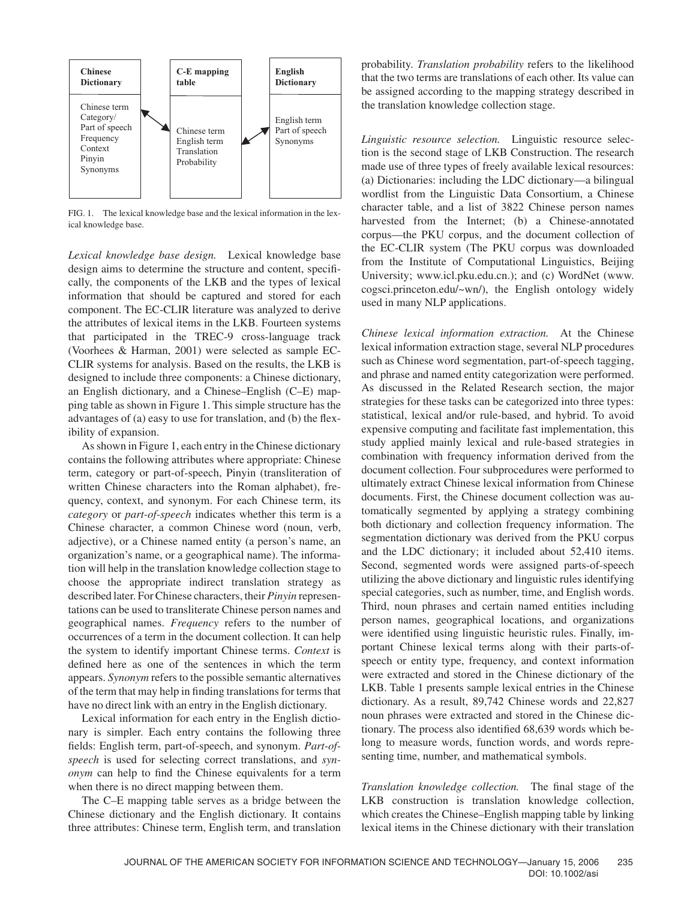Chinese Dictionary

Chinese term
Category/
Part of speech
Frequency
Context
Pinyin
Synonyms

C-E mapping table

Chinese term
English term
Translation
Probability

English Dictionary

English term
Part of speech
Synonyms

FIG. 1. The lexical knowledge base and the lexical information in the lexical knowledge base.

*Lexical knowledge base design.* Lexical knowledge base design aims to determine the structure and content, specifically, the components of the LKB and the types of lexical information that should be captured and stored for each component. The EC-CLIR literature was analyzed to derive the attributes of lexical items in the LKB. Fourteen systems that participated in the TREC-9 cross-language track (Voorhees & Harman, 2001) were selected as sample EC-CLIR systems for analysis. Based on the results, the LKB is designed to include three components: a Chinese dictionary, an English dictionary, and a Chinese–English (C–E) mapping table as shown in Figure 1. This simple structure has the advantages of (a) easy to use for translation, and (b) the flexibility of expansion.

As shown in Figure 1, each entry in the Chinese dictionary contains the following attributes where appropriate: Chinese term, category or part-of-speech, Pinyin (transliteration of written Chinese characters into the Roman alphabet), frequency, context, and synonym. For each Chinese term, its *category* or *part-of-speech* indicates whether this term is a Chinese character, a common Chinese word (noun, verb, adjective), or a Chinese named entity (a person's name, an organization's name, or a geographical name). The information will help in the translation knowledge collection stage to choose the appropriate indirect translation strategy as described later. For Chinese characters, their *Pinyin* representations can be used to transliterate Chinese person names and geographical names. *Frequency* refers to the number of occurrences of a term in the document collection. It can help the system to identify important Chinese terms. *Context* is defined here as one of the sentences in which the term appears. *Synonym* refers to the possible semantic alternatives of the term that may help in finding translations for terms that have no direct link with an entry in the English dictionary.

Lexical information for each entry in the English dictionary is simpler. Each entry contains the following three fields: English term, part-of-speech, and synonym. *Part-of-speech* is used for selecting correct translations, and *synonym* can help to find the Chinese equivalents for a term when there is no direct mapping between them.

The C–E mapping table serves as a bridge between the Chinese dictionary and the English dictionary. It contains three attributes: Chinese term, English term, and translation probability. *Translation probability* refers to the likelihood that the two terms are translations of each other. Its value can be assigned according to the mapping strategy described in the translation knowledge collection stage.

*Linguistic resource selection.* Linguistic resource selection is the second stage of LKB Construction. The research made use of three types of freely available lexical resources: (a) Dictionaries: including the LDC dictionary—a bilingual wordlist from the Linguistic Data Consortium, a Chinese character table, and a list of 3822 Chinese person names harvested from the Internet; (b) a Chinese-annotated corpus—the PKU corpus, and the document collection of the EC-CLIR system (The PKU corpus was downloaded from the Institute of Computational Linguistics, Beijing University; www.icl.pku.edu.cn.); and (c) WordNet (www.cogsci.princeton.edu/~wn/), the English ontology widely used in many NLP applications.

*Chinese lexical information extraction.* At the Chinese lexical information extraction stage, several NLP procedures such as Chinese word segmentation, part-of-speech tagging, and phrase and named entity categorization were performed. As discussed in the Related Research section, the major strategies for these tasks can be categorized into three types: statistical, lexical and/or rule-based, and hybrid. To avoid expensive computing and facilitate fast implementation, this study applied mainly lexical and rule-based strategies in combination with frequency information derived from the document collection. Four subprocedures were performed to ultimately extract Chinese lexical information from Chinese documents. First, the Chinese document collection was automatically segmented by applying a strategy combining both dictionary and collection frequency information. The segmentation dictionary was derived from the PKU corpus and the LDC dictionary; it included about 52,410 items. Second, segmented words were assigned parts-of-speech utilizing the above dictionary and linguistic rules identifying special categories, such as number, time, and English words. Third, noun phrases and certain named entities including person names, geographical locations, and organizations were identified using linguistic heuristic rules. Finally, important Chinese lexical terms along with their parts-of-speech or entity type, frequency, and context information were extracted and stored in the Chinese dictionary of the LKB. Table 1 presents sample lexical entries in the Chinese dictionary. As a result, 89,742 Chinese words and 22,827 noun phrases were extracted and stored in the Chinese dictionary. The process also identified 68,639 words which belong to measure words, function words, and words representing time, number, and mathematical symbols.

*Translation knowledge collection.* The final stage of the LKB construction is translation knowledge collection, which creates the Chinese–English mapping table by linking lexical items in the Chinese dictionary with their translation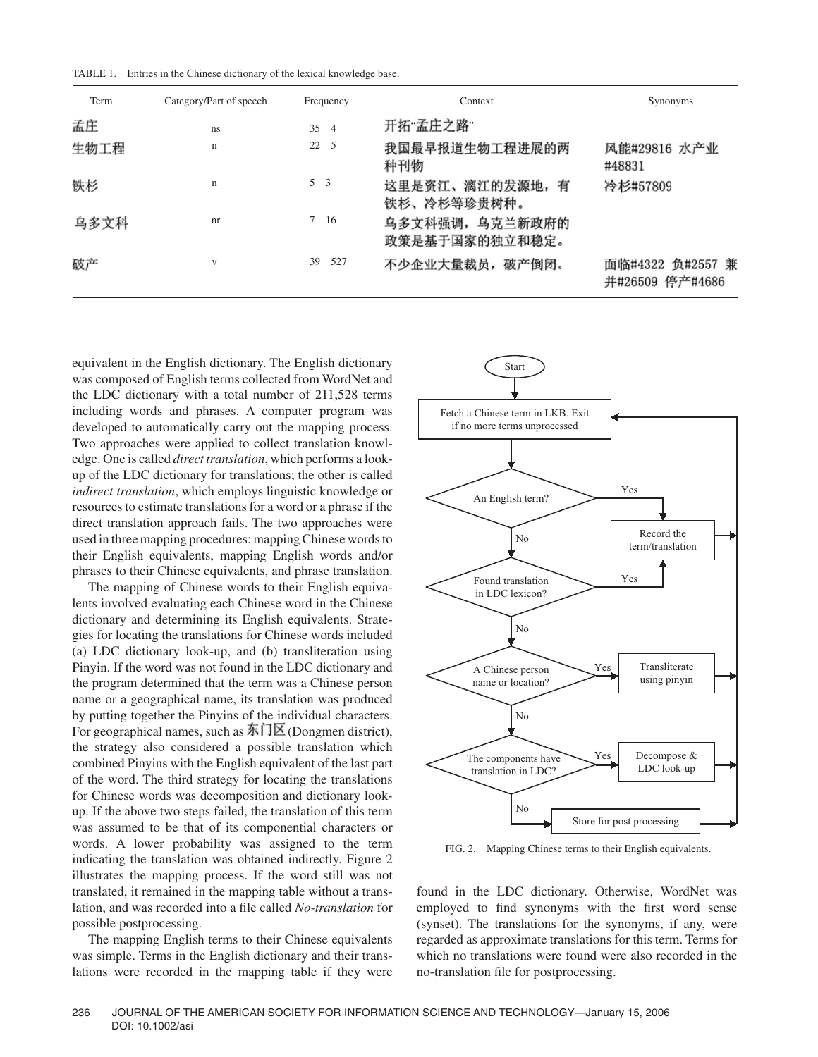TABLE 1. Entries in the Chinese dictionary of the lexical knowledge base.

| Term | Category/Part of speech | Frequency | Context | Synonyms |
|---|---|---|---|---|
| 孟庄 | ns | 35 4 | 开拓"孟庄之路" | |
| 生物工程 | n | 22 5 | 我国最早报道生物工程进展的两种刊物 | 风能#29816 水产业#48831 |
| 铁杉 | n | 5 3 | 这里是资江、漓江的发源地，有铁杉、冷杉等珍贵树种。 | 冷杉#57809 |
| 乌多文科 | nr | 7 16 | 乌多文科强调，乌克兰新政府的政策是基于国家的独立和稳定。 | |
| 破产 | v | 39 527 | 不少企业大量裁员，破产倒闭。 | 面临#4322 负#2557 兼并#26509 停产#4686 |

equivalent in the English dictionary. The English dictionary was composed of English terms collected from WordNet and the LDC dictionary with a total number of 211,528 terms including words and phrases. A computer program was developed to automatically carry out the mapping process. Two approaches were applied to collect translation knowledge. One is called *direct translation*, which performs a look-up of the LDC dictionary for translations; the other is called *indirect translation*, which employs linguistic knowledge or resources to estimate translations for a word or a phrase if the direct translation approach fails. The two approaches were used in three mapping procedures: mapping Chinese words to their English equivalents, mapping English words and/or phrases to their Chinese equivalents, and phrase translation.

The mapping of Chinese words to their English equivalents involved evaluating each Chinese word in the Chinese dictionary and determining its English equivalents. Strategies for locating the translations for Chinese words included (a) LDC dictionary look-up, and (b) transliteration using Pinyin. If the word was not found in the LDC dictionary and the program determined that the term was a Chinese person name or a geographical name, its translation was produced by putting together the Pinyins of the individual characters. For geographical names, such as 东门区 (Dongmen district), the strategy also considered a possible translation which combined Pinyins with the English equivalent of the last part of the word. The third strategy for locating the translations for Chinese words was decomposition and dictionary look-up. If the above two steps failed, the translation of this term was assumed to be that of its componential characters or words. A lower probability was assigned to the term indicating the translation was obtained indirectly. Figure 2 illustrates the mapping process. If the word still was not translated, it remained in the mapping table without a translation, and was recorded into a file called *No-translation* for possible postprocessing.

FIG. 2. Mapping Chinese terms to their English equivalents.

The mapping English terms to their Chinese equivalents was simple. Terms in the English dictionary and their translations were recorded in the mapping table if they were found in the LDC dictionary. Otherwise, WordNet was employed to find synonyms with the first word sense (synset). The translations for the synonyms, if any, were regarded as approximate translations for this term. Terms for which no translations were found were also recorded in the no-translation file for postprocessing.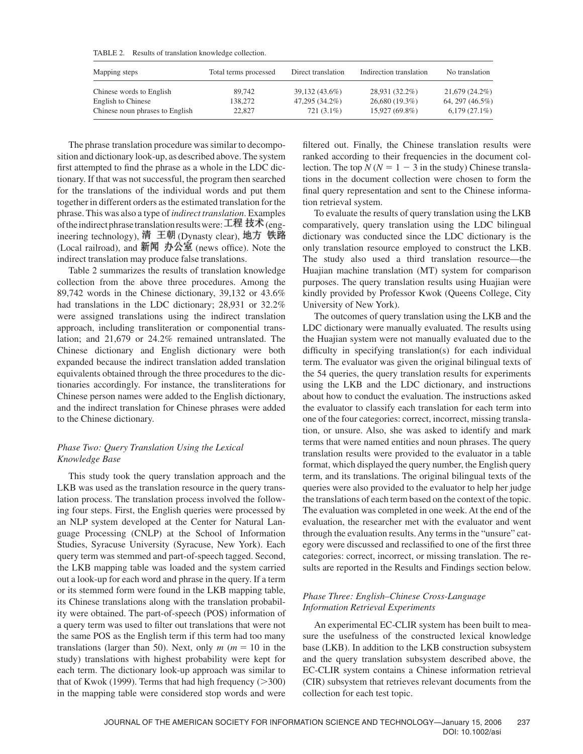TABLE 2. Results of translation knowledge collection.

| Mapping steps | Total terms processed | Direct translation | Indirection translation | No translation |
| --- | --- | --- | --- | --- |
| Chinese words to English | 89,742 | 39,132 (43.6%) | 28,931 (32.2%) | 21,679 (24.2%) |
| English to Chinese | 138,272 | 47,295 (34.2%) | 26,680 (19.3%) | 64, 297 (46.5%) |
| Chinese noun phrases to English | 22,827 | 721 (3.1%) | 15,927 (69.8%) | 6,179 (27.1%) |

The phrase translation procedure was similar to decomposition and dictionary look-up, as described above. The system first attempted to find the phrase as a whole in the LDC dictionary. If that was not successful, the program then searched for the translations of the individual words and put them together in different orders as the estimated translation for the phrase. This was also a type of *indirect translation*. Examples of the indirect phrase translation results were: 工程 技术 (engineering technology), 清 王朝 (Dynasty clear), 地方 铁路 (Local railroad), and 新闻 办公室 (news office). Note the indirect translation may produce false translations.

Table 2 summarizes the results of translation knowledge collection from the above three procedures. Among the 89,742 words in the Chinese dictionary, 39,132 or 43.6% had translations in the LDC dictionary; 28,931 or 32.2% were assigned translations using the indirect translation approach, including transliteration or componential translation; and 21,679 or 24.2% remained untranslated. The Chinese dictionary and English dictionary were both expanded because the indirect translation added translation equivalents obtained through the three procedures to the dictionaries accordingly. For instance, the transliterations for Chinese person names were added to the English dictionary, and the indirect translation for Chinese phrases were added to the Chinese dictionary.

### *Phase Two: Query Translation Using the Lexical Knowledge Base*

This study took the query translation approach and the LKB was used as the translation resource in the query translation process. The translation process involved the following four steps. First, the English queries were processed by an NLP system developed at the Center for Natural Language Processing (CNLP) at the School of Information Studies, Syracuse University (Syracuse, New York). Each query term was stemmed and part-of-speech tagged. Second, the LKB mapping table was loaded and the system carried out a look-up for each word and phrase in the query. If a term or its stemmed form were found in the LKB mapping table, its Chinese translations along with the translation probability were obtained. The part-of-speech (POS) information of a query term was used to filter out translations that were not the same POS as the English term if this term had too many translations (larger than 50). Next, only $m$ ($m = 10$ in the study) translations with highest probability were kept for each term. The dictionary look-up approach was similar to that of Kwok (1999). Terms that had high frequency (>300) in the mapping table were considered stop words and were filtered out. Finally, the Chinese translation results were ranked according to their frequencies in the document collection. The top $N$ ($N = 1 - 3$ in the study) Chinese translations in the document collection were chosen to form the final query representation and sent to the Chinese information retrieval system.

To evaluate the results of query translation using the LKB comparatively, query translation using the LDC bilingual dictionary was conducted since the LDC dictionary is the only translation resource employed to construct the LKB. The study also used a third translation resource—the Huajian machine translation (MT) system for comparison purposes. The query translation results using Huajian were kindly provided by Professor Kwok (Queens College, City University of New York).

The outcomes of query translation using the LKB and the LDC dictionary were manually evaluated. The results using the Huajian system were not manually evaluated due to the difficulty in specifying translation(s) for each individual term. The evaluator was given the original bilingual texts of the 54 queries, the query translation results for experiments using the LKB and the LDC dictionary, and instructions about how to conduct the evaluation. The instructions asked the evaluator to classify each translation for each term into one of the four categories: correct, incorrect, missing translation, or unsure. Also, she was asked to identify and mark terms that were named entities and noun phrases. The query translation results were provided to the evaluator in a table format, which displayed the query number, the English query term, and its translations. The original bilingual texts of the queries were also provided to the evaluator to help her judge the translations of each term based on the context of the topic. The evaluation was completed in one week. At the end of the evaluation, the researcher met with the evaluator and went through the evaluation results. Any terms in the "unsure" category were discussed and reclassified to one of the first three categories: correct, incorrect, or missing translation. The results are reported in the Results and Findings section below.

### *Phase Three: English–Chinese Cross-Language Information Retrieval Experiments*

An experimental EC-CLIR system has been built to measure the usefulness of the constructed lexical knowledge base (LKB). In addition to the LKB construction subsystem and the query translation subsystem described above, the EC-CLIR system contains a Chinese information retrieval (CIR) subsystem that retrieves relevant documents from the collection for each test topic.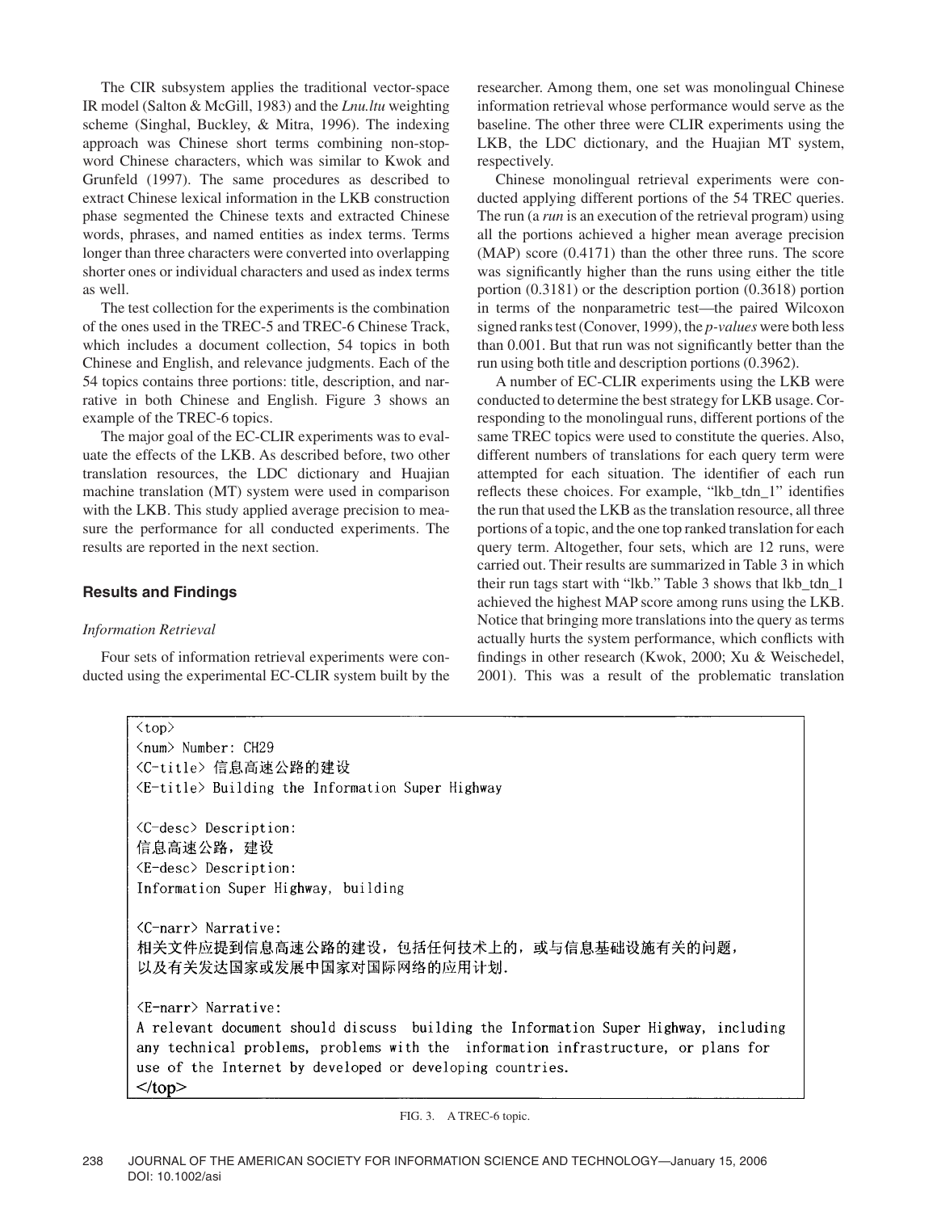The CIR subsystem applies the traditional vector-space IR model (Salton & McGill, 1983) and the *Lnu.ltu* weighting scheme (Singhal, Buckley, & Mitra, 1996). The indexing approach was Chinese short terms combining non-stop-word Chinese characters, which was similar to Kwok and Grunfeld (1997). The same procedures as described to extract Chinese lexical information in the LKB construction phase segmented the Chinese texts and extracted Chinese words, phrases, and named entities as index terms. Terms longer than three characters were converted into overlapping shorter ones or individual characters and used as index terms as well.

The test collection for the experiments is the combination of the ones used in the TREC-5 and TREC-6 Chinese Track, which includes a document collection, 54 topics in both Chinese and English, and relevance judgments. Each of the 54 topics contains three portions: title, description, and narrative in both Chinese and English. Figure 3 shows an example of the TREC-6 topics.

The major goal of the EC-CLIR experiments was to evaluate the effects of the LKB. As described before, two other translation resources, the LDC dictionary and Huajian machine translation (MT) system were used in comparison with the LKB. This study applied average precision to measure the performance for all conducted experiments. The results are reported in the next section.

## Results and Findings

### *Information Retrieval*

Four sets of information retrieval experiments were conducted using the experimental EC-CLIR system built by the researcher. Among them, one set was monolingual Chinese information retrieval whose performance would serve as the baseline. The other three were CLIR experiments using the LKB, the LDC dictionary, and the Huajian MT system, respectively.

Chinese monolingual retrieval experiments were conducted applying different portions of the 54 TREC queries. The run (a *run* is an execution of the retrieval program) using all the portions achieved a higher mean average precision (MAP) score (0.4171) than the other three runs. The score was significantly higher than the runs using either the title portion (0.3181) or the description portion (0.3618) portion in terms of the nonparametric test—the paired Wilcoxon signed ranks test (Conover, 1999), the *p-values* were both less than 0.001. But that run was not significantly better than the run using both title and description portions (0.3962).

A number of EC-CLIR experiments using the LKB were conducted to determine the best strategy for LKB usage. Corresponding to the monolingual runs, different portions of the same TREC topics were used to constitute the queries. Also, different numbers of translations for each query term were attempted for each situation. The identifier of each run reflects these choices. For example, "lkb_tdn_1" identifies the run that used the LKB as the translation resource, all three portions of a topic, and the one top ranked translation for each query term. Altogether, four sets, which are 12 runs, were carried out. Their results are summarized in Table 3 in which their run tags start with "lkb." Table 3 shows that lkb_tdn_1 achieved the highest MAP score among runs using the LKB. Notice that bringing more translations into the query as terms actually hurts the system performance, which conflicts with findings in other research (Kwok, 2000; Xu & Weischedel, 2001). This was a result of the problematic translation

```
<top>
<num> Number: CH29
<C-title> 信息高速公路的建设
<E-title> Building the Information Super Highway

<C-desc> Description:
信息高速公路，建设
<E-desc> Description:
Information Super Highway, building

<C-narr> Narrative:
相关文件应提到信息高速公路的建设，包括任何技术上的，或与信息基础设施有关的问题，
以及有关发达国家或发展中国家对国际网络的应用计划.

<E-narr> Narrative:
A relevant document should discuss  building the Information Super Highway, including
any technical problems, problems with the  information infrastructure, or plans for
use of the Internet by developed or developing countries.
</top>
```

FIG. 3. A TREC-6 topic.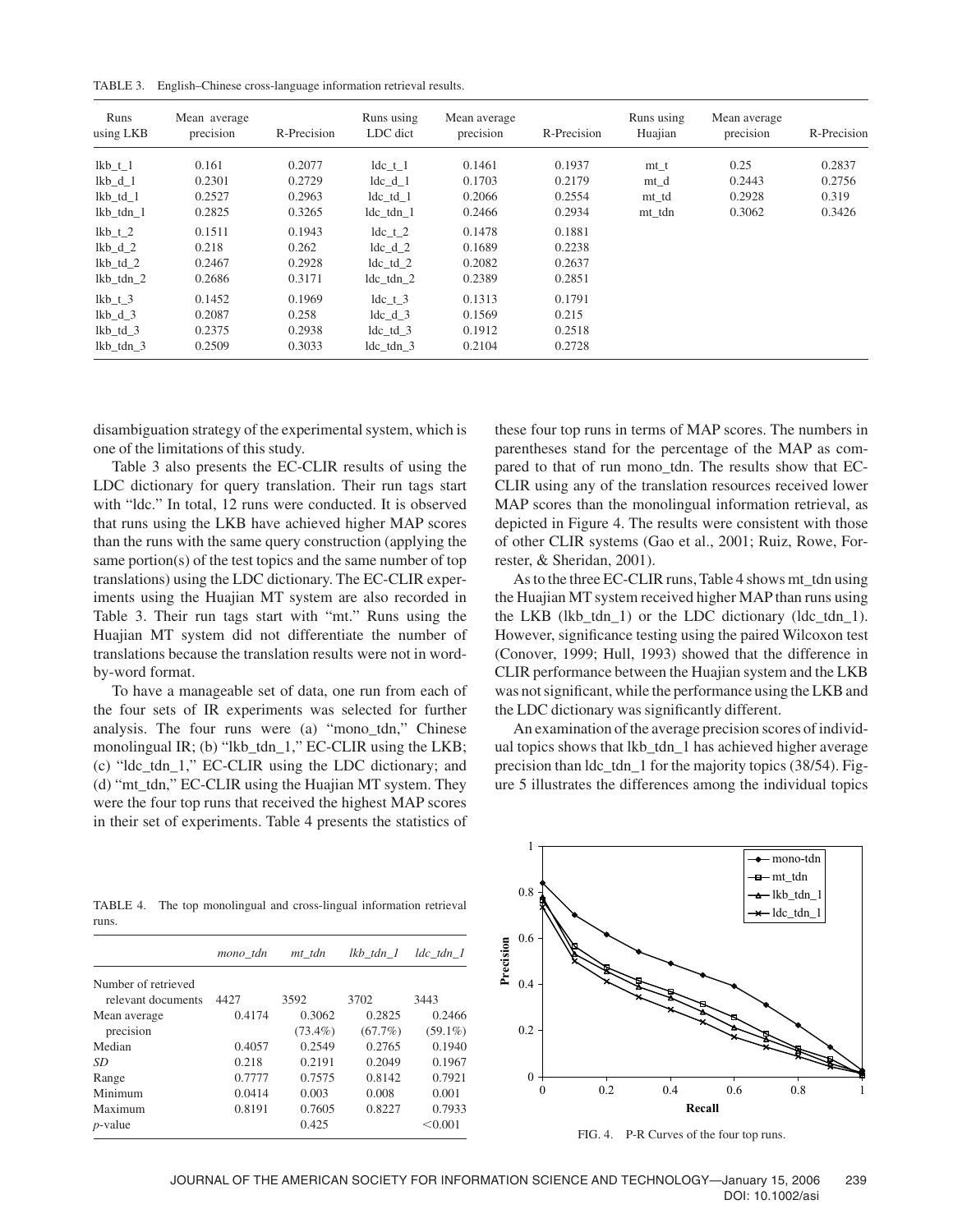TABLE 3. English–Chinese cross-language information retrieval results.

| Runs using LKB | Mean average precision | R-Precision | Runs using LDC dict | Mean average precision | R-Precision | Runs using Huajian | Mean average precision | R-Precision |
|---|---|---|---|---|---|---|---|---|
| lkb_t_1 | 0.161 | 0.2077 | ldc_t_1 | 0.1461 | 0.1937 | mt_t | 0.25 | 0.2837 |
| lkb_d_1 | 0.2301 | 0.2729 | ldc_d_1 | 0.1703 | 0.2179 | mt_d | 0.2443 | 0.2756 |
| lkb_td_1 | 0.2527 | 0.2963 | ldc_td_1 | 0.2066 | 0.2554 | mt_td | 0.2928 | 0.319 |
| lkb_tdn_1 | 0.2825 | 0.3265 | ldc_tdn_1 | 0.2466 | 0.2934 | mt_tdn | 0.3062 | 0.3426 |
| lkb_t_2 | 0.1511 | 0.1943 | ldc_t_2 | 0.1478 | 0.1881 | | | |
| lkb_d_2 | 0.218 | 0.262 | ldc_d_2 | 0.1689 | 0.2238 | | | |
| lkb_td_2 | 0.2467 | 0.2928 | ldc_td_2 | 0.2082 | 0.2637 | | | |
| lkb_tdn_2 | 0.2686 | 0.3171 | ldc_tdn_2 | 0.2389 | 0.2851 | | | |
| lkb_t_3 | 0.1452 | 0.1969 | ldc_t_3 | 0.1313 | 0.1791 | | | |
| lkb_d_3 | 0.2087 | 0.258 | ldc_d_3 | 0.1569 | 0.215 | | | |
| lkb_td_3 | 0.2375 | 0.2938 | ldc_td_3 | 0.1912 | 0.2518 | | | |
| lkb_tdn_3 | 0.2509 | 0.3033 | ldc_tdn_3 | 0.2104 | 0.2728 | | | |

disambiguation strategy of the experimental system, which is one of the limitations of this study.

Table 3 also presents the EC-CLIR results of using the LDC dictionary for query translation. Their run tags start with "ldc." In total, 12 runs were conducted. It is observed that runs using the LKB have achieved higher MAP scores than the runs with the same query construction (applying the same portion(s) of the test topics and the same number of top translations) using the LDC dictionary. The EC-CLIR experiments using the Huajian MT system are also recorded in Table 3. Their run tags start with "mt." Runs using the Huajian MT system did not differentiate the number of translations because the translation results were not in word-by-word format.

To have a manageable set of data, one run from each of the four sets of IR experiments was selected for further analysis. The four runs were (a) "mono_tdn," Chinese monolingual IR; (b) "lkb_tdn_1," EC-CLIR using the LKB; (c) "ldc_tdn_1," EC-CLIR using the LDC dictionary; and (d) "mt_tdn," EC-CLIR using the Huajian MT system. They were the four top runs that received the highest MAP scores in their set of experiments. Table 4 presents the statistics of these four top runs in terms of MAP scores. The numbers in parentheses stand for the percentage of the MAP as compared to that of run mono_tdn. The results show that EC-CLIR using any of the translation resources received lower MAP scores than the monolingual information retrieval, as depicted in Figure 4. The results were consistent with those of other CLIR systems (Gao et al., 2001; Ruiz, Rowe, Forrester, & Sheridan, 2001).

As to the three EC-CLIR runs, Table 4 shows mt_tdn using the Huajian MT system received higher MAP than runs using the LKB (lkb_tdn_1) or the LDC dictionary (ldc_tdn_1). However, significance testing using the paired Wilcoxon test (Conover, 1999; Hull, 1993) showed that the difference in CLIR performance between the Huajian system and the LKB was not significant, while the performance using the LKB and the LDC dictionary was significantly different.

An examination of the average precision scores of individual topics shows that lkb_tdn_1 has achieved higher average precision than ldc_tdn_1 for the majority topics (38/54). Figure 5 illustrates the differences among the individual topics

TABLE 4. The top monolingual and cross-lingual information retrieval runs.

| | *mono_tdn* | *mt_tdn* | *lkb_tdn_1* | *ldc_tdn_1* |
|---|---|---|---|---|
| Number of retrieved relevant documents | 4427 | 3592 | 3702 | 3443 |
| Mean average precision | 0.4174 | 0.3062 (73.4%) | 0.2825 (67.7%) | 0.2466 (59.1%) |
| Median | 0.4057 | 0.2549 | 0.2765 | 0.1940 |
| *SD* | 0.218 | 0.2191 | 0.2049 | 0.1967 |
| Range | 0.7777 | 0.7575 | 0.8142 | 0.7921 |
| Minimum | 0.0414 | 0.003 | 0.008 | 0.001 |
| Maximum | 0.8191 | 0.7605 | 0.8227 | 0.7933 |
| *p*-value | | 0.425 | | <0.001 |

FIG. 4. P-R Curves of the four top runs.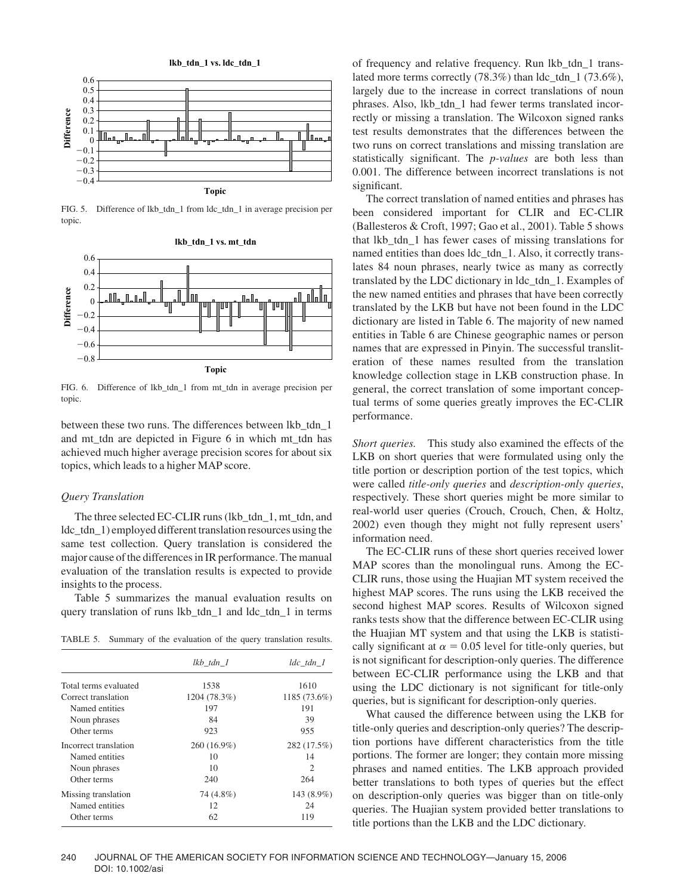FIG. 5. Difference of lkb_tdn_1 from ldc_tdn_1 in average precision per topic.

FIG. 6. Difference of lkb_tdn_1 from mt_tdn in average precision per topic.

between these two runs. The differences between lkb_tdn_1 and mt_tdn are depicted in Figure 6 in which mt_tdn has achieved much higher average precision scores for about six topics, which leads to a higher MAP score.

### Query Translation

The three selected EC-CLIR runs (lkb_tdn_1, mt_tdn, and ldc_tdn_1) employed different translation resources using the same test collection. Query translation is considered the major cause of the differences in IR performance. The manual evaluation of the translation results is expected to provide insights to the process.

Table 5 summarizes the manual evaluation results on query translation of runs lkb_tdn_1 and ldc_tdn_1 in terms of frequency and relative frequency. Run lkb_tdn_1 translated more terms correctly (78.3%) than ldc_tdn_1 (73.6%), largely due to the increase in correct translations of noun phrases. Also, lkb_tdn_1 had fewer terms translated incorrectly or missing a translation. The Wilcoxon signed ranks test results demonstrates that the differences between the two runs on correct translations and missing translation are statistically significant. The *p-values* are both less than 0.001. The difference between incorrect translations is not significant.

TABLE 5. Summary of the evaluation of the query translation results.

| | *lkb_tdn_1* | *ldc_tdn_1* |
|---|---|---|
| Total terms evaluated | 1538 | 1610 |
| Correct translation | 1204 (78.3%) | 1185 (73.6%) |
| Named entities | 197 | 191 |
| Noun phrases | 84 | 39 |
| Other terms | 923 | 955 |
| Incorrect translation | 260 (16.9%) | 282 (17.5%) |
| Named entities | 10 | 14 |
| Noun phrases | 10 | 2 |
| Other terms | 240 | 264 |
| Missing translation | 74 (4.8%) | 143 (8.9%) |
| Named entities | 12 | 24 |
| Other terms | 62 | 119 |

The correct translation of named entities and phrases has been considered important for CLIR and EC-CLIR (Ballesteros & Croft, 1997; Gao et al., 2001). Table 5 shows that lkb_tdn_1 has fewer cases of missing translations for named entities than does ldc_tdn_1. Also, it correctly translates 84 noun phrases, nearly twice as many as correctly translated by the LDC dictionary in ldc_tdn_1. Examples of the new named entities and phrases that have been correctly translated by the LKB but have not been found in the LDC dictionary are listed in Table 6. The majority of new named entities in Table 6 are Chinese geographic names or person names that are expressed in Pinyin. The successful transliteration of these names resulted from the translation knowledge collection stage in LKB construction phase. In general, the correct translation of some important conceptual terms of some queries greatly improves the EC-CLIR performance.

*Short queries.* This study also examined the effects of the LKB on short queries that were formulated using only the title portion or description portion of the test topics, which were called *title-only queries* and *description-only queries*, respectively. These short queries might be more similar to real-world user queries (Crouch, Crouch, Chen, & Holtz, 2002) even though they might not fully represent users' information need.

The EC-CLIR runs of these short queries received lower MAP scores than the monolingual runs. Among the EC-CLIR runs, those using the Huajian MT system received the highest MAP scores. The runs using the LKB received the second highest MAP scores. Results of Wilcoxon signed ranks tests show that the difference between EC-CLIR using the Huajian MT system and that using the LKB is statistically significant at $\alpha = 0.05$ level for title-only queries, but is not significant for description-only queries. The difference between EC-CLIR performance using the LKB and that using the LDC dictionary is not significant for title-only queries, but is significant for description-only queries.

What caused the difference between using the LKB for title-only queries and description-only queries? The description portions have different characteristics from the title portions. The former are longer; they contain more missing phrases and named entities. The LKB approach provided better translations to both types of queries but the effect on description-only queries was bigger than on title-only queries. The Huajian system provided better translations to title portions than the LKB and the LDC dictionary.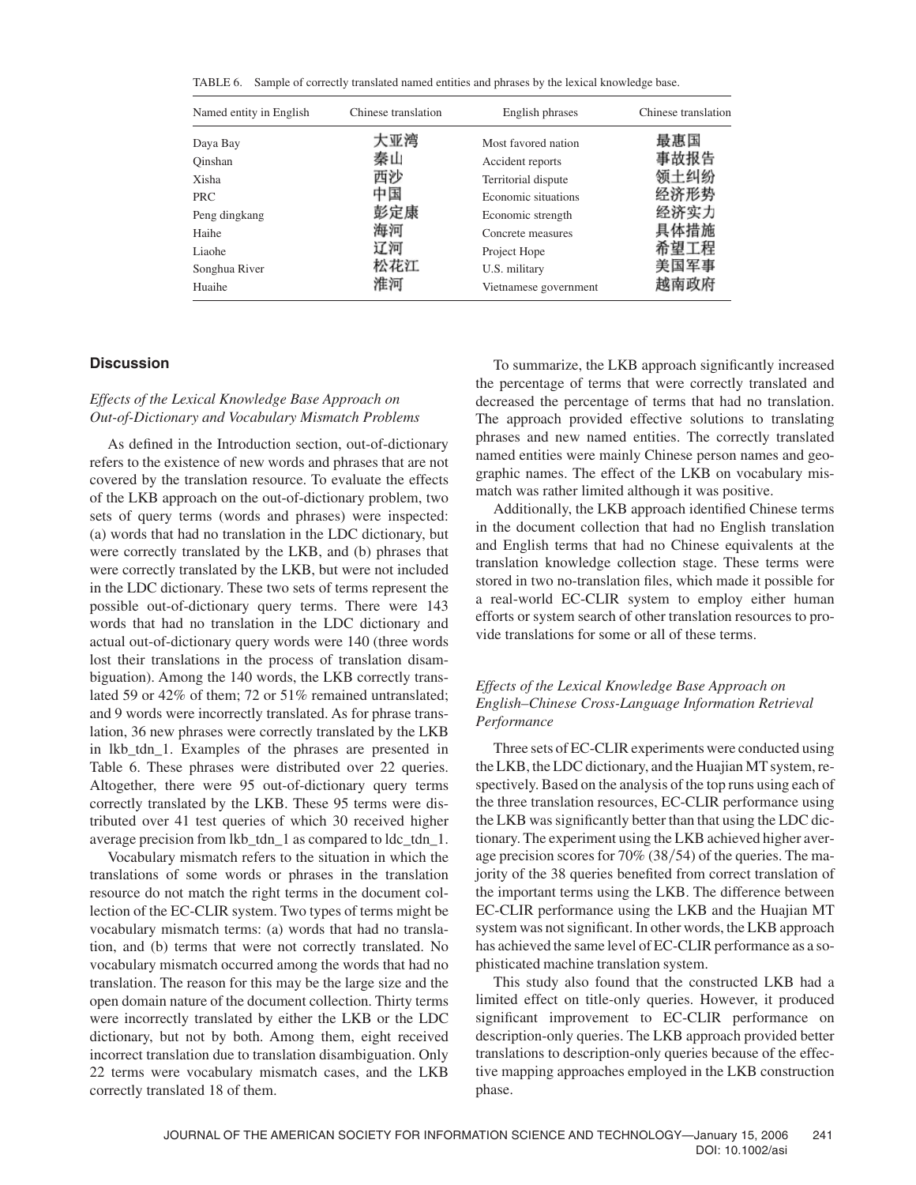TABLE 6. Sample of correctly translated named entities and phrases by the lexical knowledge base.

| Named entity in English | Chinese translation | English phrases | Chinese translation |
|---|---|---|---|
| Daya Bay | 大亚湾 | Most favored nation | 最惠国 |
| Qinshan | 秦山 | Accident reports | 事故报告 |
| Xisha | 西沙 | Territorial dispute | 领土纠纷 |
| PRC | 中国 | Economic situations | 经济形势 |
| Peng dingkang | 彭定康 | Economic strength | 经济实力 |
| Haihe | 海河 | Concrete measures | 具体措施 |
| Liaohe | 辽河 | Project Hope | 希望工程 |
| Songhua River | 松花江 | U.S. military | 美国军事 |
| Huaihe | 淮河 | Vietnamese government | 越南政府 |

## Discussion

### *Effects of the Lexical Knowledge Base Approach on Out-of-Dictionary and Vocabulary Mismatch Problems*

As defined in the Introduction section, out-of-dictionary refers to the existence of new words and phrases that are not covered by the translation resource. To evaluate the effects of the LKB approach on the out-of-dictionary problem, two sets of query terms (words and phrases) were inspected: (a) words that had no translation in the LDC dictionary, but were correctly translated by the LKB, and (b) phrases that were correctly translated by the LKB, but were not included in the LDC dictionary. These two sets of terms represent the possible out-of-dictionary query terms. There were 143 words that had no translation in the LDC dictionary and actual out-of-dictionary query words were 140 (three words lost their translations in the process of translation disambiguation). Among the 140 words, the LKB correctly translated 59 or 42% of them; 72 or 51% remained untranslated; and 9 words were incorrectly translated. As for phrase translation, 36 new phrases were correctly translated by the LKB in lkb_tdn_1. Examples of the phrases are presented in Table 6. These phrases were distributed over 22 queries. Altogether, there were 95 out-of-dictionary query terms correctly translated by the LKB. These 95 terms were distributed over 41 test queries of which 30 received higher average precision from lkb_tdn_1 as compared to ldc_tdn_1.

Vocabulary mismatch refers to the situation in which the translations of some words or phrases in the translation resource do not match the right terms in the document collection of the EC-CLIR system. Two types of terms might be vocabulary mismatch terms: (a) words that had no translation, and (b) terms that were not correctly translated. No vocabulary mismatch occurred among the words that had no translation. The reason for this may be the large size and the open domain nature of the document collection. Thirty terms were incorrectly translated by either the LKB or the LDC dictionary, but not by both. Among them, eight received incorrect translation due to translation disambiguation. Only 22 terms were vocabulary mismatch cases, and the LKB correctly translated 18 of them.

To summarize, the LKB approach significantly increased the percentage of terms that were correctly translated and decreased the percentage of terms that had no translation. The approach provided effective solutions to translating phrases and new named entities. The correctly translated named entities were mainly Chinese person names and geographic names. The effect of the LKB on vocabulary mismatch was rather limited although it was positive.

Additionally, the LKB approach identified Chinese terms in the document collection that had no English translation and English terms that had no Chinese equivalents at the translation knowledge collection stage. These terms were stored in two no-translation files, which made it possible for a real-world EC-CLIR system to employ either human efforts or system search of other translation resources to provide translations for some or all of these terms.

### *Effects of the Lexical Knowledge Base Approach on English–Chinese Cross-Language Information Retrieval Performance*

Three sets of EC-CLIR experiments were conducted using the LKB, the LDC dictionary, and the Huajian MT system, respectively. Based on the analysis of the top runs using each of the three translation resources, EC-CLIR performance using the LKB was significantly better than that using the LDC dictionary. The experiment using the LKB achieved higher average precision scores for 70% (38/54) of the queries. The majority of the 38 queries benefited from correct translation of the important terms using the LKB. The difference between EC-CLIR performance using the LKB and the Huajian MT system was not significant. In other words, the LKB approach has achieved the same level of EC-CLIR performance as a sophisticated machine translation system.

This study also found that the constructed LKB had a limited effect on title-only queries. However, it produced significant improvement to EC-CLIR performance on description-only queries. The LKB approach provided better translations to description-only queries because of the effective mapping approaches employed in the LKB construction phase.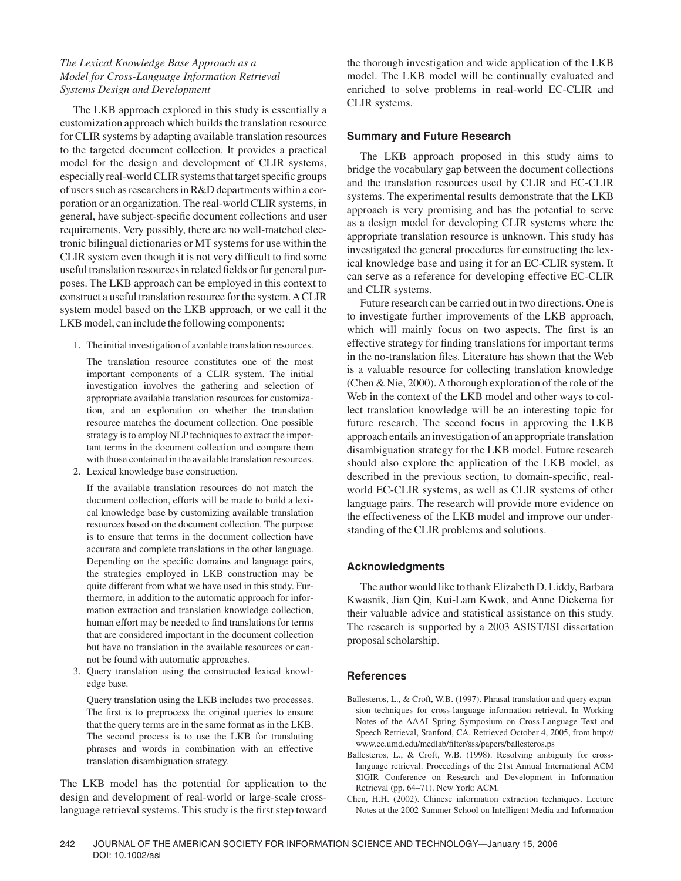*The Lexical Knowledge Base Approach as a Model for Cross-Language Information Retrieval Systems Design and Development*

The LKB approach explored in this study is essentially a customization approach which builds the translation resource for CLIR systems by adapting available translation resources to the targeted document collection. It provides a practical model for the design and development of CLIR systems, especially real-world CLIR systems that target specific groups of users such as researchers in R&D departments within a corporation or an organization. The real-world CLIR systems, in general, have subject-specific document collections and user requirements. Very possibly, there are no well-matched electronic bilingual dictionaries or MT systems for use within the CLIR system even though it is not very difficult to find some useful translation resources in related fields or for general purposes. The LKB approach can be employed in this context to construct a useful translation resource for the system. A CLIR system model based on the LKB approach, or we call it the LKB model, can include the following components:

1. The initial investigation of available translation resources.

   The translation resource constitutes one of the most important components of a CLIR system. The initial investigation involves the gathering and selection of appropriate available translation resources for customization, and an exploration on whether the translation resource matches the document collection. One possible strategy is to employ NLP techniques to extract the important terms in the document collection and compare them with those contained in the available translation resources.

2. Lexical knowledge base construction.

   If the available translation resources do not match the document collection, efforts will be made to build a lexical knowledge base by customizing available translation resources based on the document collection. The purpose is to ensure that terms in the document collection have accurate and complete translations in the other language. Depending on the specific domains and language pairs, the strategies employed in LKB construction may be quite different from what we have used in this study. Furthermore, in addition to the automatic approach for information extraction and translation knowledge collection, human effort may be needed to find translations for terms that are considered important in the document collection but have no translation in the available resources or cannot be found with automatic approaches.

3. Query translation using the constructed lexical knowledge base.

   Query translation using the LKB includes two processes. The first is to preprocess the original queries to ensure that the query terms are in the same format as in the LKB. The second process is to use the LKB for translating phrases and words in combination with an effective translation disambiguation strategy.

The LKB model has the potential for application to the design and development of real-world or large-scale cross-language retrieval systems. This study is the first step toward the thorough investigation and wide application of the LKB model. The LKB model will be continually evaluated and enriched to solve problems in real-world EC-CLIR and CLIR systems.

## Summary and Future Research

The LKB approach proposed in this study aims to bridge the vocabulary gap between the document collections and the translation resources used by CLIR and EC-CLIR systems. The experimental results demonstrate that the LKB approach is very promising and has the potential to serve as a design model for developing CLIR systems where the appropriate translation resource is unknown. This study has investigated the general procedures for constructing the lexical knowledge base and using it for an EC-CLIR system. It can serve as a reference for developing effective EC-CLIR and CLIR systems.

Future research can be carried out in two directions. One is to investigate further improvements of the LKB approach, which will mainly focus on two aspects. The first is an effective strategy for finding translations for important terms in the no-translation files. Literature has shown that the Web is a valuable resource for collecting translation knowledge (Chen & Nie, 2000). A thorough exploration of the role of the Web in the context of the LKB model and other ways to collect translation knowledge will be an interesting topic for future research. The second focus in approving the LKB approach entails an investigation of an appropriate translation disambiguation strategy for the LKB model. Future research should also explore the application of the LKB model, as described in the previous section, to domain-specific, real-world EC-CLIR systems, as well as CLIR systems of other language pairs. The research will provide more evidence on the effectiveness of the LKB model and improve our understanding of the CLIR problems and solutions.

## Acknowledgments

The author would like to thank Elizabeth D. Liddy, Barbara Kwasnik, Jian Qin, Kui-Lam Kwok, and Anne Diekema for their valuable advice and statistical assistance on this study. The research is supported by a 2003 ASIST/ISI dissertation proposal scholarship.

## References

Ballesteros, L., & Croft, W.B. (1997). Phrasal translation and query expansion techniques for cross-language information retrieval. In Working Notes of the AAAI Spring Symposium on Cross-Language Text and Speech Retrieval, Stanford, CA. Retrieved October 4, 2005, from http://www.ee.umd.edu/medlab/filter/sss/papers/ballesteros.ps

Ballesteros, L., & Croft, W.B. (1998). Resolving ambiguity for cross-language retrieval. Proceedings of the 21st Annual International ACM SIGIR Conference on Research and Development in Information Retrieval (pp. 64–71). New York: ACM.

Chen, H.H. (2002). Chinese information extraction techniques. Lecture Notes at the 2002 Summer School on Intelligent Media and Information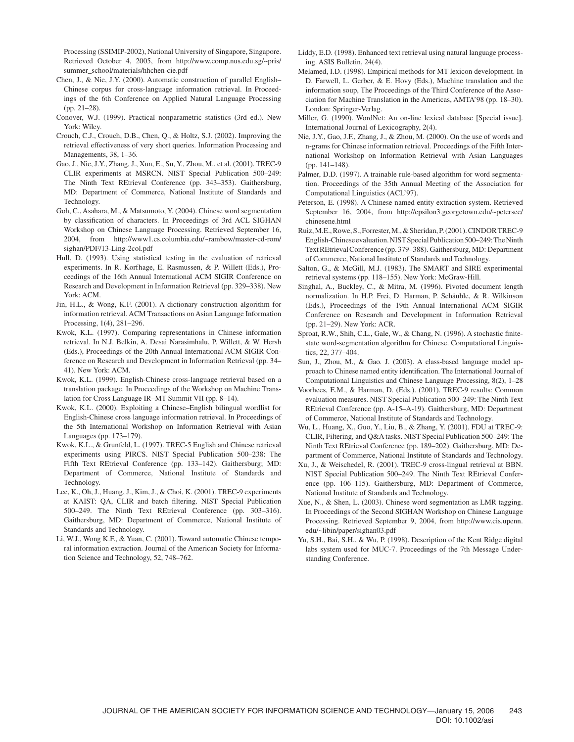Processing (SSIMIP-2002), National University of Singapore, Singapore. Retrieved October 4, 2005, from http://www.comp.nus.edu.sg/~pris/summer_school/materials/hhchen-cie.pdf

Chen, J., & Nie, J.Y. (2000). Automatic construction of parallel English–Chinese corpus for cross-language information retrieval. In Proceedings of the 6th Conference on Applied Natural Language Processing (pp. 21–28).

Conover, W.J. (1999). Practical nonparametric statistics (3rd ed.). New York: Wiley.

Crouch, C.J., Crouch, D.B., Chen, Q., & Holtz, S.J. (2002). Improving the retrieval effectiveness of very short queries. Information Processing and Managements, 38, 1–36.

Gao, J., Nie, J.Y., Zhang, J., Xun, E., Su, Y., Zhou, M., et al. (2001). TREC-9 CLIR experiments at MSRCN. NIST Special Publication 500–249: The Ninth Text REtrieval Conference (pp. 343–353). Gaithersburg, MD: Department of Commerce, National Institute of Standards and Technology.

Goh, C., Asahara, M., & Matsumoto, Y. (2004). Chinese word segmentation by classification of characters. In Proceedings of 3rd ACL SIGHAN Workshop on Chinese Language Processing. Retrieved September 16, 2004, from http://www1.cs.columbia.edu/~rambow/master-cd-rom/sighan/PDF/13-Ling-2col.pdf

Hull, D. (1993). Using statistical testing in the evaluation of retrieval experiments. In R. Korfhage, E. Rasmussen, & P. Willett (Eds.), Proceedings of the 16th Annual International ACM SIGIR Conference on Research and Development in Information Retrieval (pp. 329–338). New York: ACM.

Jin, H.L., & Wong, K.F. (2001). A dictionary construction algorithm for information retrieval. ACM Transactions on Asian Language Information Processing, 1(4), 281–296.

Kwok, K.L. (1997). Comparing representations in Chinese information retrieval. In N.J. Belkin, A. Desai Narasimhalu, P. Willett, & W. Hersh (Eds.), Proceedings of the 20th Annual International ACM SIGIR Conference on Research and Development in Information Retrieval (pp. 34–41). New York: ACM.

Kwok, K.L. (1999). English-Chinese cross-language retrieval based on a translation package. In Proceedings of the Workshop on Machine Translation for Cross Language IR–MT Summit VII (pp. 8–14).

Kwok, K.L. (2000). Exploiting a Chinese–English bilingual wordlist for English-Chinese cross language information retrieval. In Proceedings of the 5th International Workshop on Information Retrieval with Asian Languages (pp. 173–179).

Kwok, K.L., & Grunfeld, L. (1997). TREC-5 English and Chinese retrieval experiments using PIRCS. NIST Special Publication 500–238: The Fifth Text REtrieval Conference (pp. 133–142). Gaithersburg; MD: Department of Commerce, National Institute of Standards and Technology.

Lee, K., Oh, J., Huang, J., Kim, J., & Choi, K. (2001). TREC-9 experiments at KAIST: QA, CLIR and batch filtering. NIST Special Publication 500–249. The Ninth Text REtrieval Conference (pp. 303–316). Gaithersburg, MD: Department of Commerce, National Institute of Standards and Technology.

Li, W.J., Wong K.F., & Yuan, C. (2001). Toward automatic Chinese temporal information extraction. Journal of the American Society for Information Science and Technology, 52, 748–762.

Liddy, E.D. (1998). Enhanced text retrieval using natural language processing. ASIS Bulletin, 24(4).

Melamed, I.D. (1998). Empirical methods for MT lexicon development. In D. Farwell, L. Gerber, & E. Hovy (Eds.), Machine translation and the information soup, The Proceedings of the Third Conference of the Association for Machine Translation in the Americas, AMTA'98 (pp. 18–30). London: Springer-Verlag.

Miller, G. (1990). WordNet: An on-line lexical database [Special issue]. International Journal of Lexicography, 2(4).

Nie, J.Y., Gao, J.F., Zhang, J., & Zhou, M. (2000). On the use of words and n-grams for Chinese information retrieval. Proceedings of the Fifth International Workshop on Information Retrieval with Asian Languages (pp. 141–148).

Palmer, D.D. (1997). A trainable rule-based algorithm for word segmentation. Proceedings of the 35th Annual Meeting of the Association for Computational Linguistics (ACL'97).

Peterson, E. (1998). A Chinese named entity extraction system. Retrieved September 16, 2004, from http://epsilon3.georgetown.edu/~petersee/chinesene.html

Ruiz, M.E., Rowe, S., Forrester, M., & Sheridan, P. (2001). CINDOR TREC-9 English-Chinese evaluation. NIST Special Publication 500–249: The Ninth Text REtrieval Conference (pp. 379–388). Gaithersburg, MD: Department of Commerce, National Institute of Standards and Technology.

Salton, G., & McGill, M.J. (1983). The SMART and SIRE experimental retrieval systems (pp. 118–155). New York: McGraw-Hill.

Singhal, A., Buckley, C., & Mitra, M. (1996). Pivoted document length normalization. In H.P. Frei, D. Harman, P. Schäuble, & R. Wilkinson (Eds.), Proceedings of the 19th Annual International ACM SIGIR Conference on Research and Development in Information Retrieval (pp. 21–29). New York: ACR.

Sproat, R.W., Shih, C.L., Gale, W., & Chang, N. (1996). A stochastic finite-state word-segmentation algorithm for Chinese. Computational Linguistics, 22, 377–404.

Sun, J., Zhou, M., & Gao. J. (2003). A class-based language model approach to Chinese named entity identification. The International Journal of Computational Linguistics and Chinese Language Processing, 8(2), 1–28

Voorhees, E.M., & Harman, D. (Eds.). (2001). TREC-9 results: Common evaluation measures. NIST Special Publication 500–249: The Ninth Text REtrieval Conference (pp. A-15–A-19). Gaithersburg, MD: Department of Commerce, National Institute of Standards and Technology.

Wu, L., Huang, X., Guo, Y., Liu, B., & Zhang, Y. (2001). FDU at TREC-9: CLIR, Filtering, and Q&A tasks. NIST Special Publication 500–249: The Ninth Text REtrieval Conference (pp. 189–202). Gaithersburg, MD: Department of Commerce, National Institute of Standards and Technology.

Xu, J., & Weischedel, R. (2001). TREC-9 cross-lingual retrieval at BBN. NIST Special Publication 500–249. The Ninth Text REtrieval Conference (pp. 106–115). Gaithersburg, MD: Department of Commerce, National Institute of Standards and Technology.

Xue, N., & Shen, L. (2003). Chinese word segmentation as LMR tagging. In Proceedings of the Second SIGHAN Workshop on Chinese Language Processing. Retrieved September 9, 2004, from http://www.cis.upenn.edu/~libin/paper/sighan03.pdf

Yu, S.H., Bai, S.H., & Wu, P. (1998). Description of the Kent Ridge digital labs system used for MUC-7. Proceedings of the 7th Message Understanding Conference.